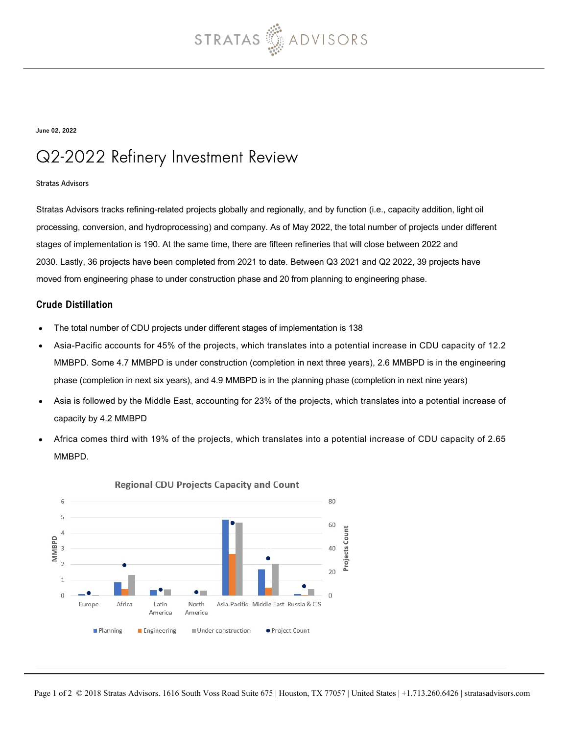June 02, 2022

# Q2-2022 Refinery Investment Review

Stratas Advisors

Stratas Advisors tracks refining-related projects globally and regionally, and by function (i.e., capacity addition, light oil processing, conversion, and hydroprocessing) and company. As of May 2022, the total number of projects under different stages of implementation is 190. At the same time, there are fifteen refineries that will close between 2022 and 2030. Lastly, 36 projects have been completed from 2021 to date. Between Q3 2021 and Q2 2022, 39 projects have moved from engineering phase to under construction phase and 20 from planning to engineering phase.

## Crude Distillation

- The total number of CDU projects under different stages of implementation is 138
- Asia-Pacific accounts for 45% of the projects, which translates into a potential increase in CDU capacity of 12.2 MMBPD. Some 4.7 MMBPD is under construction (completion in next three years), 2.6 MMBPD is in the engineering phase (completion in next six years), and 4.9 MMBPD is in the planning phase (completion in next nine years)
- Asia is followed by the Middle East, accounting for 23% of the projects, which translates into a potential increase of capacity by 4.2 MMBPD
- Africa comes third with 19% of the projects, which translates into a potential increase of CDU capacity of 2.65 MMBPD.

Regional CDU Projects Capacity and Count

(Chart: MMBPD by Planning, Engineering, Under construction, and Project Count for Europe, Africa, Latin America, North America, Asia-Pacific, Middle East, Russia & CIS)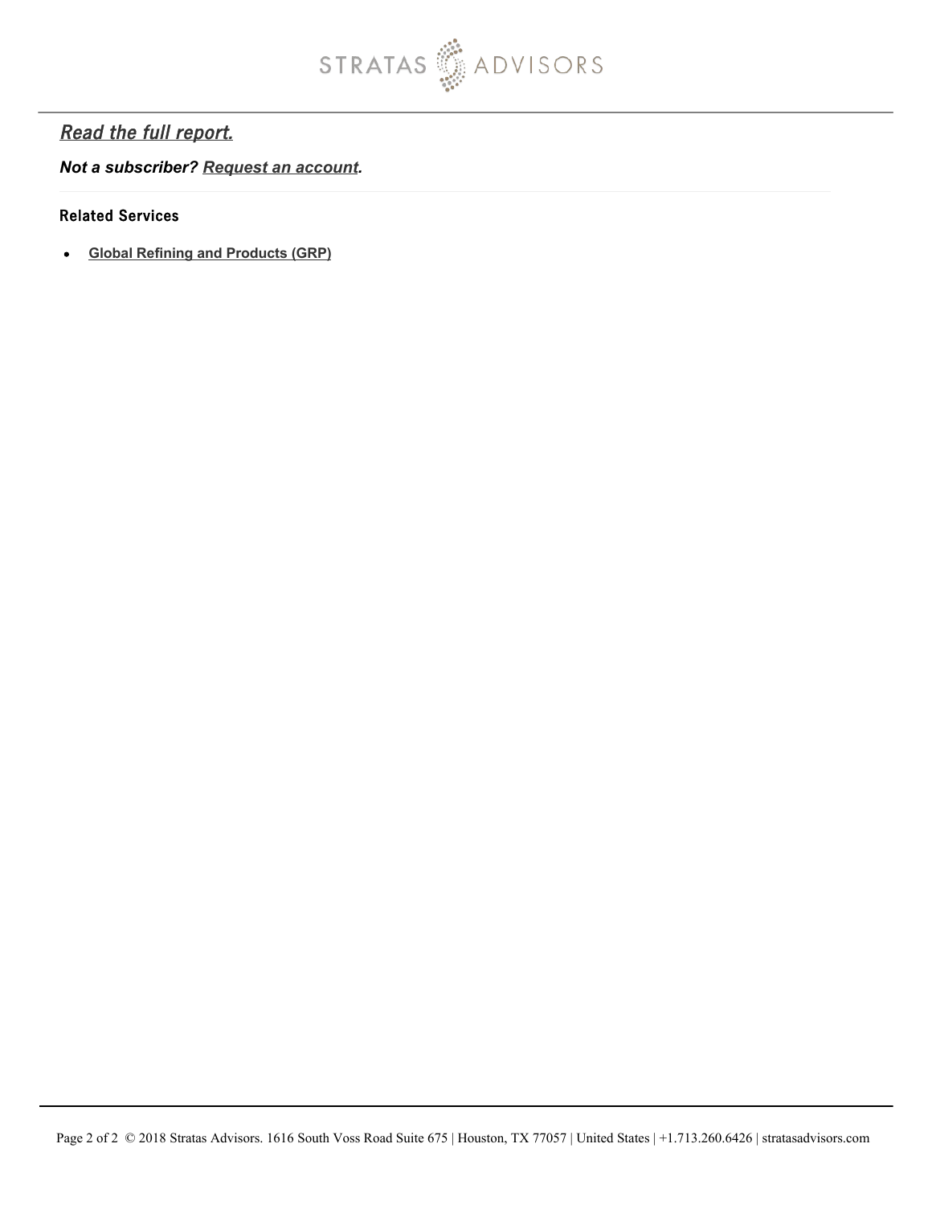*Read the full report.*

***Not a subscriber? Request an account.***

### Related Services

- **Global Refining and Products (GRP)**